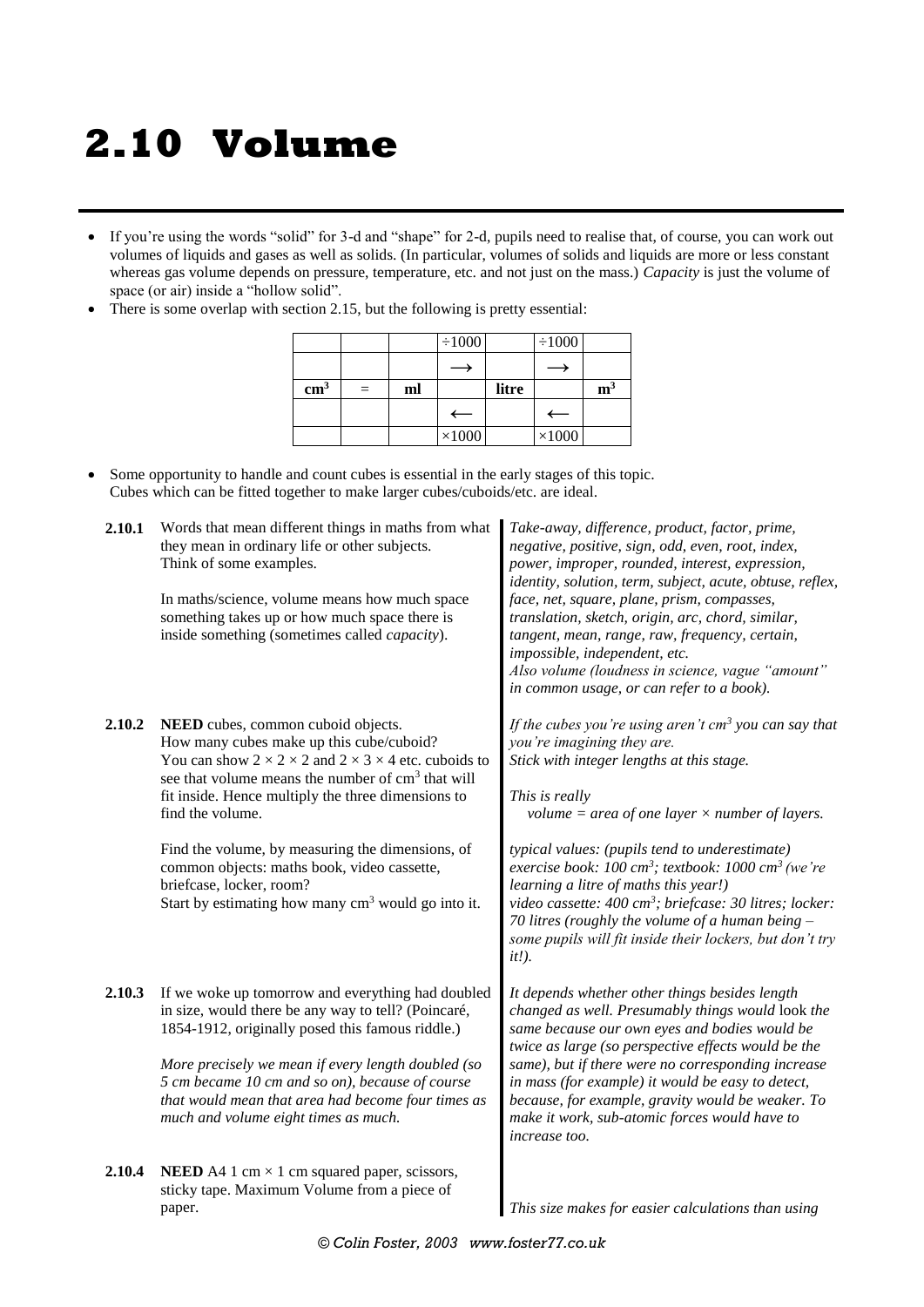# 2.10 Volume

- If you're using the words "solid" for 3-d and "shape" for 2-d, pupils need to realise that, of course, you can work out volumes of liquids and gases as well as solids. (In particular, volumes of solids and liquids are more or less constant whereas gas volume depends on pressure, temperature, etc. and not just on the mass.) *Capacity* is just the volume of space (or air) inside a "hollow solid".
- There is some overlap with section 2.15, but the following is pretty essential:

| | | | | | | |
|---|---|---|---|---|---|---|
| | | | ÷1000 | | ÷1000 | |
| | | | ⟶ | | ⟶ | |
| **cm$^3$** | = | **ml** | | **litre** | | **m$^3$** |
| | | | ⟵ | | ⟵ | |
| | | | ×1000 | | ×1000 | |

- Some opportunity to handle and count cubes is essential in the early stages of this topic. Cubes which can be fitted together to make larger cubes/cuboids/etc. are ideal.

**2.10.1** Words that mean different things in maths from what they mean in ordinary life or other subjects. Think of some examples.

In maths/science, volume means how much space something takes up or how much space there is inside something (sometimes called *capacity*).

*Take-away, difference, product, factor, prime, negative, positive, sign, odd, even, root, index, power, improper, rounded, interest, expression, identity, solution, term, subject, acute, obtuse, reflex, face, net, square, plane, prism, compasses, translation, sketch, origin, arc, chord, similar, tangent, mean, range, raw, frequency, certain, impossible, independent, etc.*
*Also volume (loudness in science, vague "amount" in common usage, or can refer to a book).*

**2.10.2** **NEED** cubes, common cuboid objects. How many cubes make up this cube/cuboid? You can show $2 \times 2 \times 2$ and $2 \times 3 \times 4$ etc. cuboids to see that volume means the number of cm$^3$ that will fit inside. Hence multiply the three dimensions to find the volume.

*If the cubes you're using aren't cm$^3$ you can say that you're imagining they are.*
*Stick with integer lengths at this stage.*

*This is really*
*volume = area of one layer × number of layers.*

Find the volume, by measuring the dimensions, of common objects: maths book, video cassette, briefcase, locker, room?
Start by estimating how many cm$^3$ would go into it.

*typical values: (pupils tend to underestimate) exercise book: 100 cm$^3$; textbook: 1000 cm$^3$ (we're learning a litre of maths this year!)*
*video cassette: 400 cm$^3$; briefcase: 30 litres; locker: 70 litres (roughly the volume of a human being – some pupils will fit inside their lockers, but don't try it!).*

**2.10.3** If we woke up tomorrow and everything had doubled in size, would there be any way to tell? (Poincaré, 1854-1912, originally posed this famous riddle.)

*More precisely we mean if every length doubled (so 5 cm became 10 cm and so on), because of course that would mean that area had become four times as much and volume eight times as much.*

*It depends whether other things besides length changed as well. Presumably things would look the same because our own eyes and bodies would be twice as large (so perspective effects would be the same), but if there were no corresponding increase in mass (for example) it would be easy to detect, because, for example, gravity would be weaker. To make it work, sub-atomic forces would have to increase too.*

**2.10.4** **NEED** A4 1 cm × 1 cm squared paper, scissors, sticky tape. Maximum Volume from a piece of paper.

*This size makes for easier calculations than using*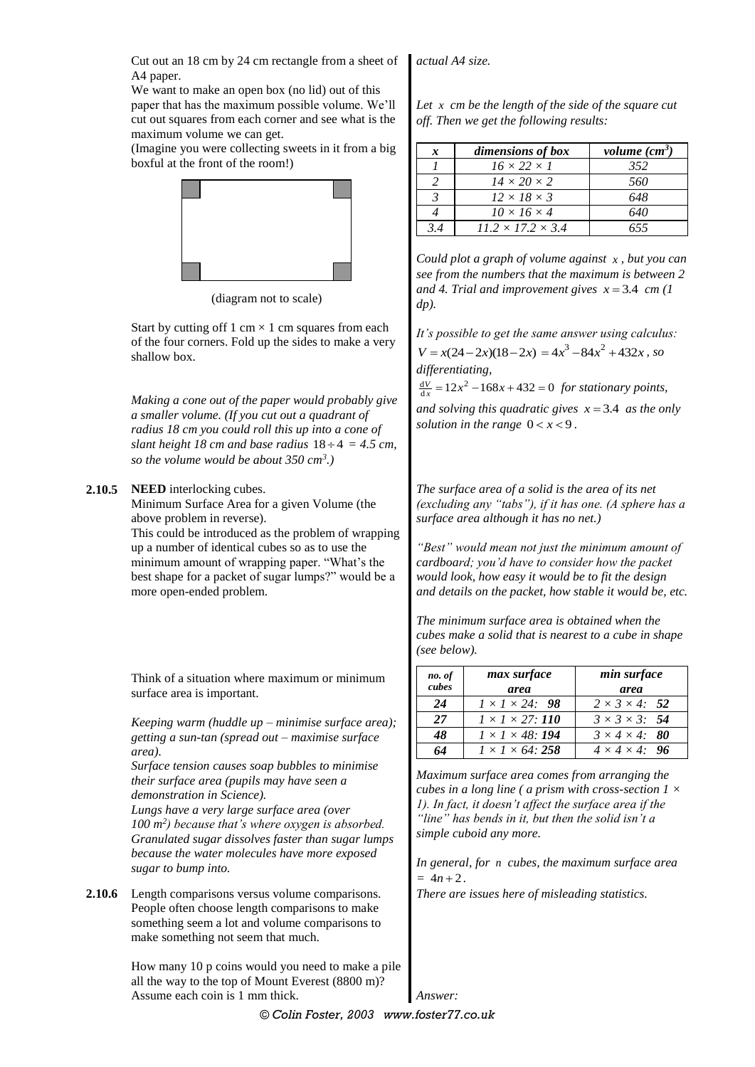Cut out an 18 cm by 24 cm rectangle from a sheet of A4 paper.

We want to make an open box (no lid) out of this paper that has the maximum possible volume. We'll cut out squares from each corner and see what is the maximum volume we can get.

(Imagine you were collecting sweets in it from a big boxful at the front of the room!)

(diagram not to scale)

Start by cutting off 1 cm × 1 cm squares from each of the four corners. Fold up the sides to make a very shallow box.

*actual A4 size.*

*Let $x$ cm be the length of the side of the square cut off. Then we get the following results:*

| $x$ | *dimensions of box* | *volume (cm$^3$)* |
|---|---|---|
| *1* | *16 × 22 × 1* | *352* |
| *2* | *14 × 20 × 2* | *560* |
| *3* | *12 × 18 × 3* | *648* |
| *4* | *10 × 16 × 4* | *640* |
| *3.4* | *11.2 × 17.2 × 3.4* | *655* |

*Could plot a graph of volume against $x$, but you can see from the numbers that the maximum is between 2 and 4. Trial and improvement gives $x = 3.4$ cm (1 dp).*

*It's possible to get the same answer using calculus: $V = x(24-2x)(18-2x) = 4x^3 - 84x^2 + 432x$, so differentiating,*

*$\frac{dV}{dx} = 12x^2 - 168x + 432 = 0$ for stationary points, and solving this quadratic gives $x = 3.4$ as the only solution in the range $0 < x < 9$.*

*Making a cone out of the paper would probably give a smaller volume. (If you cut out a quadrant of radius 18 cm you could roll this up into a cone of slant height 18 cm and base radius $18 \div 4$ = 4.5 cm, so the volume would be about 350 cm$^3$.)*

**2.10.5** **NEED** interlocking cubes.

Minimum Surface Area for a given Volume (the above problem in reverse).

This could be introduced as the problem of wrapping up a number of identical cubes so as to use the minimum amount of wrapping paper. "What's the best shape for a packet of sugar lumps?" would be a more open-ended problem.

*The surface area of a solid is the area of its net (excluding any "tabs"), if it has one. (A sphere has a surface area although it has no net.)*

*"Best" would mean not just the minimum amount of cardboard; you'd have to consider how the packet would look, how easy it would be to fit the design and details on the packet, how stable it would be, etc.*

*The minimum surface area is obtained when the cubes make a solid that is nearest to a cube in shape (see below).*

| *no. of cubes* | *max surface area* | *min surface area* |
|---|---|---|
| ***24*** | *1 × 1 × 24:* ***98*** | *2 × 3 × 4:* ***52*** |
| ***27*** | *1 × 1 × 27:* ***110*** | *3 × 3 × 3:* ***54*** |
| ***48*** | *1 × 1 × 48:* ***194*** | *3 × 4 × 4:* ***80*** |
| ***64*** | *1 × 1 × 64:* ***258*** | *4 × 4 × 4:* ***96*** |

*Maximum surface area comes from arranging the cubes in a long line ( a prism with cross-section 1 × 1). In fact, it doesn't affect the surface area if the "line" has bends in it, but then the solid isn't a simple cuboid any more.*

*In general, for $n$ cubes, the maximum surface area = $4n + 2$.*

Think of a situation where maximum or minimum surface area is important.

*Keeping warm (huddle up – minimise surface area); getting a sun-tan (spread out – maximise surface area).*

*Surface tension causes soap bubbles to minimise their surface area (pupils may have seen a demonstration in Science).*

*Lungs have a very large surface area (over 100 m$^2$) because that's where oxygen is absorbed.*

*Granulated sugar dissolves faster than sugar lumps because the water molecules have more exposed sugar to bump into.*

**2.10.6** Length comparisons versus volume comparisons. People often choose length comparisons to make something seem a lot and volume comparisons to make something not seem that much.

*There are issues here of misleading statistics.*

How many 10 p coins would you need to make a pile all the way to the top of Mount Everest (8800 m)? Assume each coin is 1 mm thick.

*Answer:*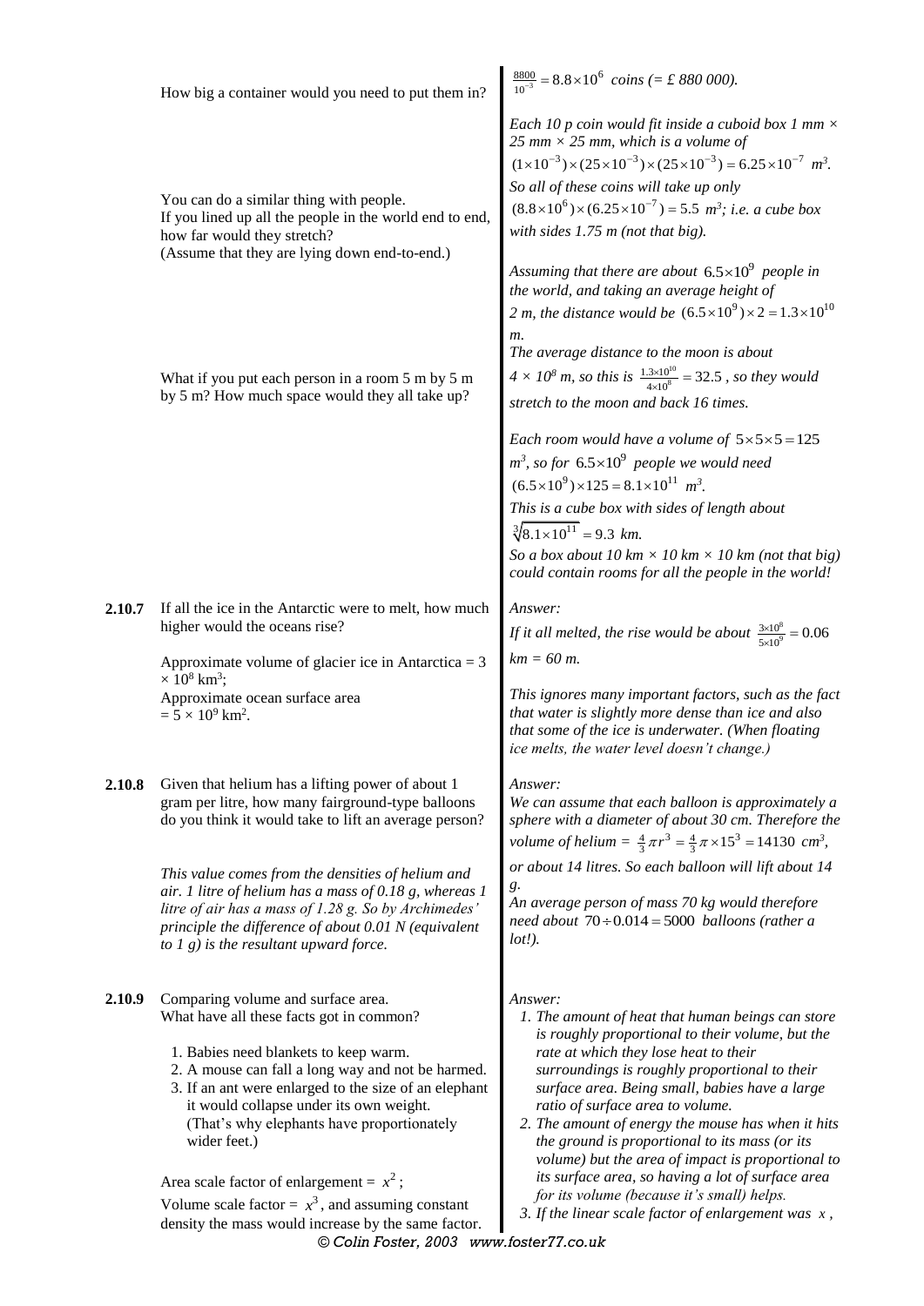How big a container would you need to put them in?

*$\frac{8800}{10^{-3}} = 8.8\times10^6$ coins (= £ 880 000).*

*Each 10 p coin would fit inside a cuboid box 1 mm × 25 mm × 25 mm, which is a volume of $(1\times10^{-3})\times(25\times10^{-3})\times(25\times10^{-3}) = 6.25\times10^{-7}$ m³.*
*So all of these coins will take up only $(8.8\times10^6)\times(6.25\times10^{-7}) = 5.5$ m³; i.e. a cube box with sides 1.75 m (not that big).*

You can do a similar thing with people.
If you lined up all the people in the world end to end, how far would they stretch?
(Assume that they are lying down end-to-end.)

*Assuming that there are about $6.5\times10^9$ people in the world, and taking an average height of 2 m, the distance would be $(6.5\times10^9)\times2 = 1.3\times10^{10}$ m.*
*The average distance to the moon is about $4 \times 10^8$ m, so this is $\frac{1.3\times10^{10}}{4\times10^8} = 32.5$, so they would stretch to the moon and back 16 times.*

What if you put each person in a room 5 m by 5 m by 5 m? How much space would they all take up?

*Each room would have a volume of $5\times5\times5 = 125$ m³, so for $6.5\times10^9$ people we would need $(6.5\times10^9)\times125 = 8.1\times10^{11}$ m³.*
*This is a cube box with sides of length about $\sqrt[3]{8.1\times10^{11}} = 9.3$ km.*
*So a box about 10 km × 10 km × 10 km (not that big) could contain rooms for all the people in the world!*

**2.10.7** If all the ice in the Antarctic were to melt, how much higher would the oceans rise?

Approximate volume of glacier ice in Antarctica = $3 \times 10^8$ km³;
Approximate ocean surface area = $5 \times 10^9$ km².

*Answer:*
*If it all melted, the rise would be about $\frac{3\times10^8}{5\times10^9} = 0.06$ km = 60 m.*

*This ignores many important factors, such as the fact that water is slightly more dense than ice and also that some of the ice is underwater. (When floating ice melts, the water level doesn't change.)*

**2.10.8** Given that helium has a lifting power of about 1 gram per litre, how many fairground-type balloons do you think it would take to lift an average person?

*This value comes from the densities of helium and air. 1 litre of helium has a mass of 0.18 g, whereas 1 litre of air has a mass of 1.28 g. So by Archimedes' principle the difference of about 0.01 N (equivalent to 1 g) is the resultant upward force.*

*Answer:*
*We can assume that each balloon is approximately a sphere with a diameter of about 30 cm. Therefore the volume of helium = $\frac{4}{3}\pi r^3 = \frac{4}{3}\pi\times15^3 = 14130$ cm³, or about 14 litres. So each balloon will lift about 14 g.*
*An average person of mass 70 kg would therefore need about $70\div0.014 = 5000$ balloons (rather a lot!).*

**2.10.9** Comparing volume and surface area.
What have all these facts got in common?

1. Babies need blankets to keep warm.
2. A mouse can fall a long way and not be harmed.
3. If an ant were enlarged to the size of an elephant it would collapse under its own weight. (That's why elephants have proportionately wider feet.)

Area scale factor of enlargement = $x^2$;
Volume scale factor = $x^3$, and assuming constant density the mass would increase by the same factor.

*Answer:*
1. *The amount of heat that human beings can store is roughly proportional to their volume, but the rate at which they lose heat to their surroundings is roughly proportional to their surface area. Being small, babies have a large ratio of surface area to volume.*
2. *The amount of energy the mouse has when it hits the ground is proportional to its mass (or its volume) but the area of impact is proportional to its surface area, so having a lot of surface area for its volume (because it's small) helps.*
3. *If the linear scale factor of enlargement was $x$,*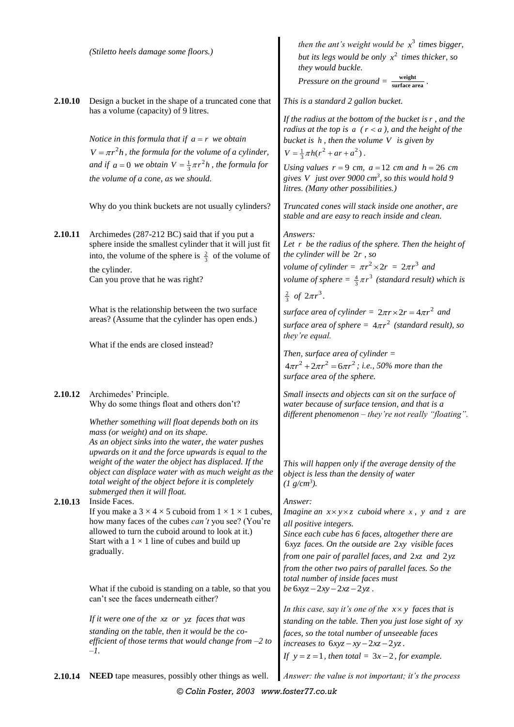*(Stiletto heels damage some floors.)*

*then the ant's weight would be $x^3$ times bigger, but its legs would be only $x^2$ times thicker, so they would buckle.*

*Pressure on the ground = $\frac{\text{weight}}{\text{surface area}}$.*

**2.10.10** Design a bucket in the shape of a truncated cone that has a volume (capacity) of 9 litres.

*This is a standard 2 gallon bucket.*

*If the radius at the bottom of the bucket is $r$, and the radius at the top is $a$ ($r < a$), and the height of the bucket is $h$, then the volume $V$ is given by $V = \frac{1}{3}\pi h(r^2 + ar + a^2)$.*

*Notice in this formula that if $a = r$ we obtain $V = \pi r^2 h$, the formula for the volume of a cylinder, and if $a = 0$ we obtain $V = \frac{1}{3}\pi r^2 h$, the formula for the volume of a cone, as we should.*

*Using values $r = 9$ cm, $a = 12$ cm and $h = 26$ cm gives $V$ just over 9000 cm$^3$, so this would hold 9 litres. (Many other possibilities.)*

Why do you think buckets are not usually cylinders?

*Truncated cones will stack inside one another, are stable and are easy to reach inside and clean.*

**2.10.11** Archimedes (287-212 BC) said that if you put a sphere inside the smallest cylinder that it will just fit into, the volume of the sphere is $\frac{2}{3}$ of the volume of the cylinder.
Can you prove that he was right?

*Answers:*
*Let $r$ be the radius of the sphere. Then the height of the cylinder will be $2r$, so*
*volume of cylinder = $\pi r^2 \times 2r = 2\pi r^3$ and*
*volume of sphere = $\frac{4}{3}\pi r^3$ (standard result) which is $\frac{2}{3}$ of $2\pi r^3$.*

What is the relationship between the two surface areas? (Assume that the cylinder has open ends.)

*surface area of cylinder = $2\pi r \times 2r = 4\pi r^2$ and surface area of sphere = $4\pi r^2$ (standard result), so they're equal.*

What if the ends are closed instead?

*Then, surface area of cylinder = $4\pi r^2 + 2\pi r^2 = 6\pi r^2$; i.e., 50% more than the surface area of the sphere.*

**2.10.12** Archimedes' Principle.
Why do some things float and others don't?

*Small insects and objects can sit on the surface of water because of surface tension, and that is a different phenomenon – they're not really "floating".*

*Whether something will float depends both on its mass (or weight) and on its shape.*
*As an object sinks into the water, the water pushes upwards on it and the force upwards is equal to the weight of the water the object has displaced. If the object can displace water with as much weight as the total weight of the object before it is completely submerged then it will float.*

*This will happen only if the average density of the object is less than the density of water (1 g/cm$^3$).*

**2.10.13** Inside Faces.
If you make a $3 \times 4 \times 5$ cuboid from $1 \times 1 \times 1$ cubes, how many faces of the cubes *can't* you see? (You're allowed to turn the cuboid around to look at it.)
Start with a $1 \times 1$ line of cubes and build up gradually.

*Answer:*
*Imagine an $x \times y \times z$ cuboid where $x$, $y$ and $z$ are all positive integers.*
*Since each cube has 6 faces, altogether there are $6xyz$ faces. On the outside are $2xy$ visible faces from one pair of parallel faces, and $2xz$ and $2yz$ from the other two pairs of parallel faces. So the total number of inside faces must be $6xyz - 2xy - 2xz - 2yz$.*

What if the cuboid is standing on a table, so that you can't see the faces underneath either?

*In this case, say it's one of the $x \times y$ faces that is standing on the table. Then you just lose sight of $xy$ faces, so the total number of unseeable faces increases to $6xyz - xy - 2xz - 2yz$.*
*If $y = z = 1$, then total = $3x - 2$, for example.*

*If it were one of the $xz$ or $yz$ faces that was standing on the table, then it would be the co-efficient of those terms that would change from –2 to –1.*

**2.10.14** **NEED** tape measures, possibly other things as well.

*Answer: the value is not important; it's the process*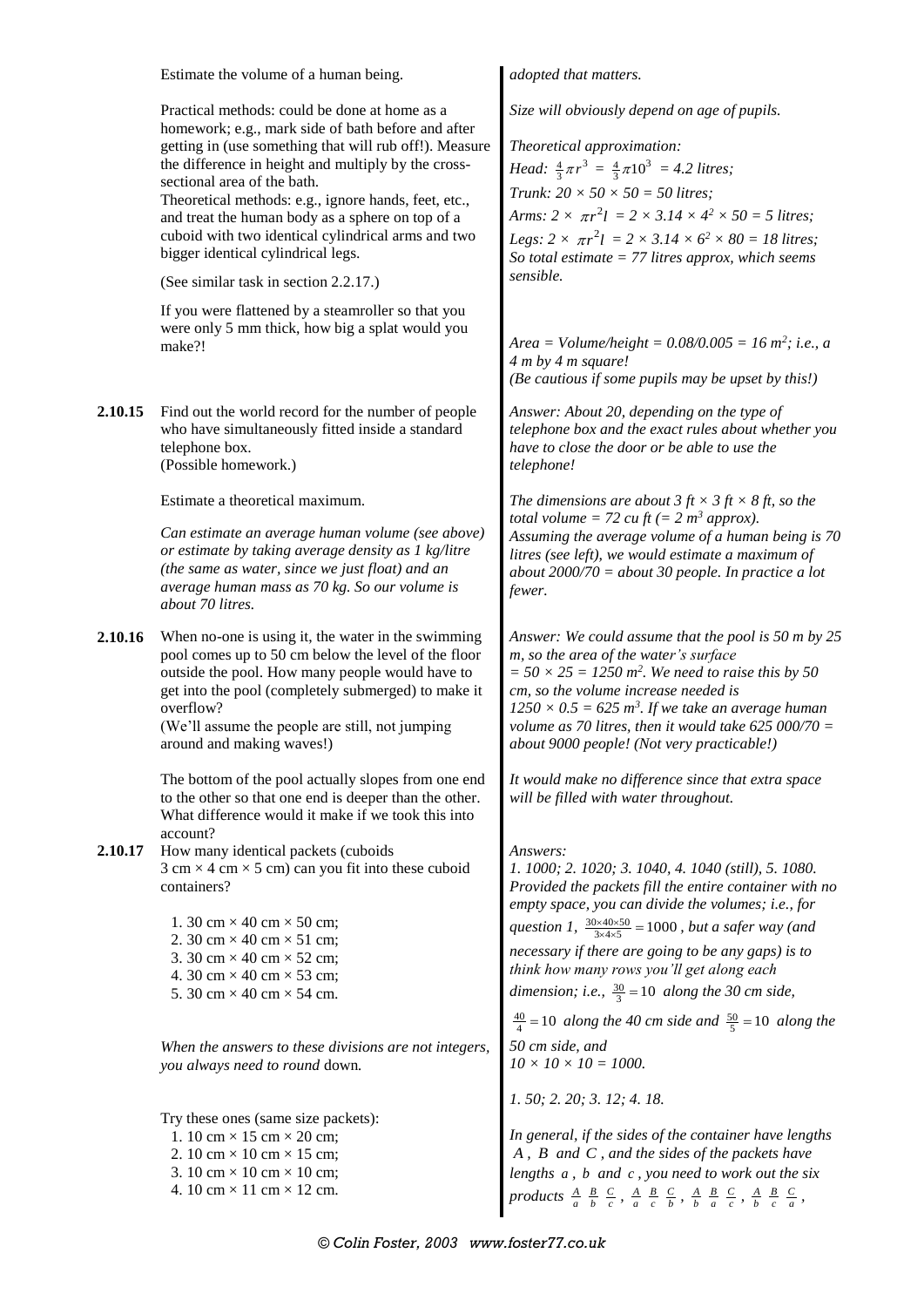| | | |
|---|---|---|
| | Estimate the volume of a human being.<br><br>Practical methods: could be done at home as a homework; e.g., mark side of bath before and after getting in (use something that will rub off!). Measure the difference in height and multiply by the cross-sectional area of the bath.<br>Theoretical methods: e.g., ignore hands, feet, etc., and treat the human body as a sphere on top of a cuboid with two identical cylindrical arms and two bigger identical cylindrical legs.<br><br>(See similar task in section 2.2.17.)<br><br>If you were flattened by a steamroller so that you were only 5 mm thick, how big a splat would you make?! | *adopted that matters.*<br><br>*Size will obviously depend on age of pupils.*<br><br>*Theoretical approximation:*<br>*Head:* $\frac{4}{3}\pi r^3 = \frac{4}{3}\pi 10^3$ *= 4.2 litres;*<br>*Trunk:* $20 \times 50 \times 50$ *= 50 litres;*<br>*Arms:* $2 \times \pi r^2 l = 2 \times 3.14 \times 4^2 \times 50$ *= 5 litres;*<br>*Legs:* $2 \times \pi r^2 l = 2 \times 3.14 \times 6^2 \times 80$ *= 18 litres;*<br>*So total estimate = 77 litres approx, which seems sensible.*<br><br>*Area = Volume/height = 0.08/0.005 = 16* $m^2$*; i.e., a 4 m by 4 m square!*<br>*(Be cautious if some pupils may be upset by this!)* |
| **2.10.15** | Find out the world record for the number of people who have simultaneously fitted inside a standard telephone box.<br>(Possible homework.)<br><br>Estimate a theoretical maximum.<br><br>*Can estimate an average human volume (see above) or estimate by taking average density as 1 kg/litre (the same as water, since we just float) and an average human mass as 70 kg. So our volume is about 70 litres.* | *Answer: About 20, depending on the type of telephone box and the exact rules about whether you have to close the door or be able to use the telephone!*<br><br>*The dimensions are about 3 ft × 3 ft × 8 ft, so the total volume = 72 cu ft (= 2* $m^3$ *approx).*<br>*Assuming the average volume of a human being is 70 litres (see left), we would estimate a maximum of about 2000/70 = about 30 people. In practice a lot fewer.* |
| **2.10.16** | When no-one is using it, the water in the swimming pool comes up to 50 cm below the level of the floor outside the pool. How many people would have to get into the pool (completely submerged) to make it overflow?<br>(We'll assume the people are still, not jumping around and making waves!)<br><br>The bottom of the pool actually slopes from one end to the other so that one end is deeper than the other. What difference would it make if we took this into account? | *Answer: We could assume that the pool is 50 m by 25 m, so the area of the water's surface = 50 × 25 = 1250* $m^2$*. We need to raise this by 50 cm, so the volume increase needed is 1250 × 0.5 = 625* $m^3$*. If we take an average human volume as 70 litres, then it would take 625 000/70 = about 9000 people! (Not very practicable!)*<br><br>*It would make no difference since that extra space will be filled with water throughout.* |
| **2.10.17** | How many identical packets (cuboids 3 cm × 4 cm × 5 cm) can you fit into these cuboid containers?<br><br>1. 30 cm × 40 cm × 50 cm;<br>2. 30 cm × 40 cm × 51 cm;<br>3. 30 cm × 40 cm × 52 cm;<br>4. 30 cm × 40 cm × 53 cm;<br>5. 30 cm × 40 cm × 54 cm.<br><br>*When the answers to these divisions are not integers, you always need to round* down*.*<br><br>Try these ones (same size packets):<br>1. 10 cm × 15 cm × 20 cm;<br>2. 10 cm × 10 cm × 15 cm;<br>3. 10 cm × 10 cm × 10 cm;<br>4. 10 cm × 11 cm × 12 cm. | *Answers:*<br>*1. 1000; 2. 1020; 3. 1040, 4. 1040 (still), 5. 1080.*<br>*Provided the packets fill the entire container with no empty space, you can divide the volumes; i.e., for question 1,* $\frac{30 \times 40 \times 50}{3 \times 4 \times 5} = 1000$*, but a safer way (and necessary if there are going to be any gaps) is to think how many rows you'll get along each dimension; i.e.,* $\frac{30}{3} = 10$ *along the 30 cm side,* $\frac{40}{4} = 10$ *along the 40 cm side and* $\frac{50}{5} = 10$ *along the 50 cm side, and 10 × 10 × 10 = 1000.*<br><br>*1. 50; 2. 20; 3. 12; 4. 18.*<br><br>*In general, if the sides of the container have lengths* $A$*,* $B$ *and* $C$*, and the sides of the packets have lengths* $a$*,* $b$ *and* $c$*, you need to work out the six products* $\frac{A}{a}\frac{B}{b}\frac{C}{c}$*,* $\frac{A}{a}\frac{B}{c}\frac{C}{b}$*,* $\frac{A}{b}\frac{B}{a}\frac{C}{c}$*,* $\frac{A}{b}\frac{B}{c}\frac{C}{a}$*,* |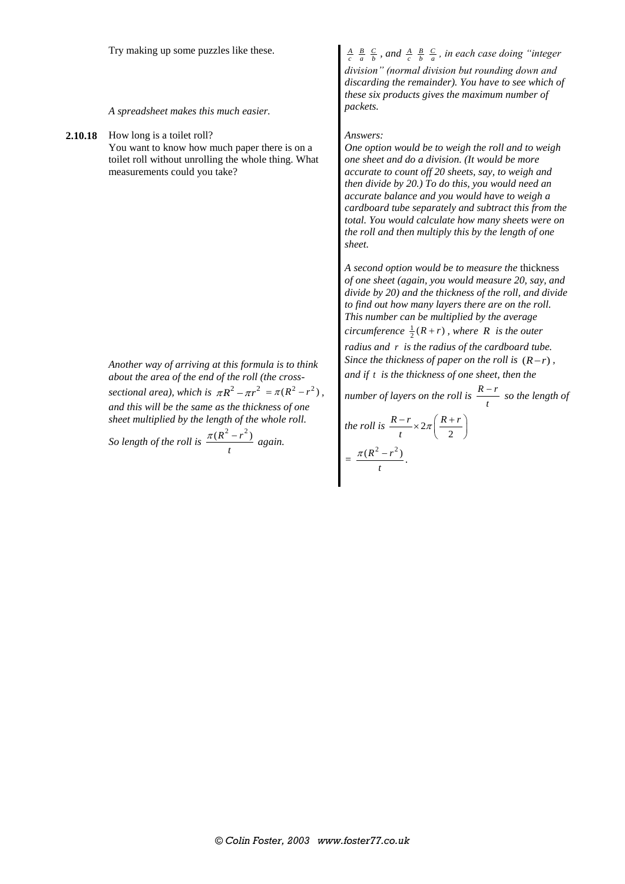Try making up some puzzles like these.

*A spreadsheet makes this much easier.*

*$\frac{A}{c}$ $\frac{B}{a}$ $\frac{C}{b}$, and $\frac{A}{c}$ $\frac{B}{b}$ $\frac{C}{a}$, in each case doing "integer division" (normal division but rounding down and discarding the remainder). You have to see which of these six products gives the maximum number of packets.*

**2.10.18** How long is a toilet roll?
You want to know how much paper there is on a toilet roll without unrolling the whole thing. What measurements could you take?

*Answers:*
*One option would be to weigh the roll and to weigh one sheet and do a division. (It would be more accurate to count off 20 sheets, say, to weigh and then divide by 20.) To do this, you would need an accurate balance and you would have to weigh a cardboard tube separately and subtract this from the total. You would calculate how many sheets were on the roll and then multiply this by the length of one sheet.*

*A second option would be to measure the* thickness *of one sheet (again, you would measure 20, say, and divide by 20) and the thickness of the roll, and divide to find out how many layers there are on the roll. This number can be multiplied by the average circumference $\frac{1}{2}(R+r)$, where $R$ is the outer radius and $r$ is the radius of the cardboard tube. Since the thickness of paper on the roll is $(R-r)$, and if $t$ is the thickness of one sheet, then the number of layers on the roll is $\frac{R-r}{t}$ so the length of the roll is $\frac{R-r}{t}\times 2\pi\left(\frac{R+r}{2}\right)$*

$$= \frac{\pi(R^2-r^2)}{t}.$$

*Another way of arriving at this formula is to think about the area of the end of the roll (the cross-sectional area), which is $\pi R^2 - \pi r^2 = \pi(R^2-r^2)$, and this will be the same as the thickness of one sheet multiplied by the length of the whole roll. So length of the roll is $\frac{\pi(R^2-r^2)}{t}$ again.*